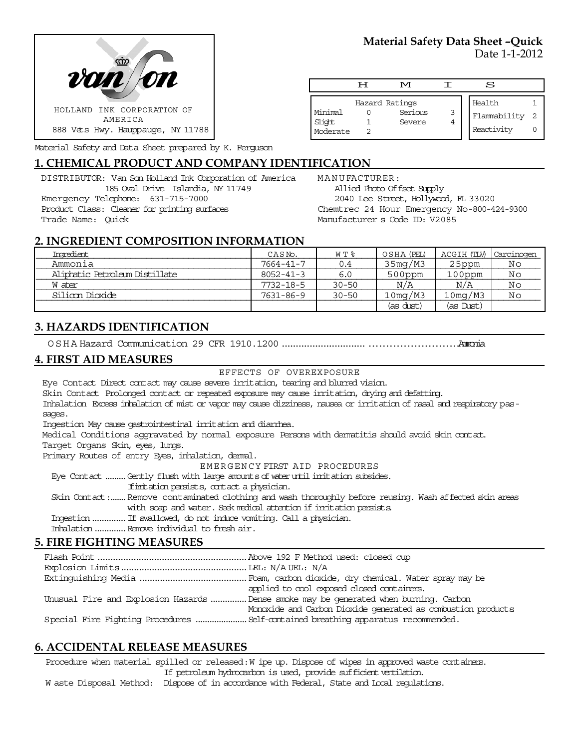HOLLAND INK CORPORATION OF AMERICA
888 Vets Hwy. Hauppauge, NY 11788

**Material Safety Data Sheet –Quick**
Date 1-1-2012

| H | M | I | S |
|---|---|---|---|

| Hazard Ratings | | | |
|---|---|---|---|
| Minimal | 0 | Serious | 3 |
| Slight | 1 | Severe | 4 |
| Moderate | 2 | | |

| | |
|---|---|
| Health | 1 |
| Flammability | 2 |
| Reactivity | 0 |

Material Safety and Data Sheet prepared by K. Ferguson

## 1. CHEMICAL PRODUCT AND COMPANY IDENTIFICATION

DISTRIBUTOR: Van Son Holland Ink Corporation of America
185 Oval Drive Islandia, NY 11749
Emergency Telephone: 631-715-7000
Product Class: Cleaner for printing surfaces
Trade Name: Quick

MANUFACTURER:
Allied Photo Offset Supply
2040 Lee Street, Hollywood, FL 33020
Chemtrec 24 Hour Emergency No-800-424-9300
Manufacturer s Code ID: V2085

## 2. INGREDIENT COMPOSITION INFORMATION

| Ingredient | CAS No. | WT % | OSHA (PEL) | ACGIH (TLV) | Carcinogen |
|---|---|---|---|---|---|
| Ammonia | 7664-41-7 | 0.4 | 35mg/M3 | 25ppm | No |
| Aliphatic Petroleum Distillate | 8052-41-3 | 6.0 | 500ppm | 100ppm | No |
| Water | 7732-18-5 | 30-50 | N/A | N/A | No |
| Silicon Dioxide | 7631-86-9 | 30-50 | 10mg/M3 | 10mg/M3 | No |
| | | | (as dust) | (as Dust) | |

## 3. HAZARDS IDENTIFICATION

OSHA Hazard Communication 29 CFR 1910.1200 .............................. ........................Ammonia

## 4. FIRST AID MEASURES

EFFECTS OF OVEREXPOSURE

Eye Contact Direct contact may cause severe irritation, tearing and blurred vision.
Skin Contact Prolonged contact or repeated exposure may cause irritation, drying and defatting.
Inhalation Excess inhalation of mist or vapor may cause dizziness, nausea or irritation of nasal and respiratory passages.
Ingestion May cause gastrointestinal irritation and diarrhea.
Medical Conditions aggravated by normal exposure Persons with dermatitis should avoid skin contact.
Target Organs Skin, eyes, lungs.
Primary Routes of entry Eyes, inhalation, dermal.

EMERGENCY FIRST AID PROCEDURES

Eye Contact ......... Gently flush with large amounts of water until irritation subsides. If irritation persists, contact a physician.
Skin Contact :....... Remove contaminated clothing and wash thoroughly before reusing. Wash affected skin areas with soap and water. Seek medical attention if irritation persists.
Ingestion ............. If swallowed, do not induce vomiting. Call a physician.
Inhalation ............ Remove individual to fresh air.

## 5. FIRE FIGHTING MEASURES

Flash Point ........................................................ Above 192 F Method used: closed cup
Explosion Limits ................................................ LEL: N/A UEL: N/A
Extinguishing Media .......................................... Foam, carbon dioxide, dry chemical. Water spray may be applied to cool exposed closed containers.
Unusual Fire and Explosion Hazards ............... Dense smoke may be generated when burning. Carbon Monoxide and Carbon Dioxide generated as combustion products
Special Fire Fighting Procedures ...................... Self-contained breathing apparatus recommended.

## 6. ACCIDENTAL RELEASE MEASURES

Procedure when material spilled or released: Wipe up. Dispose of wipes in approved waste containers. If petroleum hydrocarbon is used, provide sufficient ventilation.
Waste Disposal Method: Dispose of in accordance with Federal, State and Local regulations.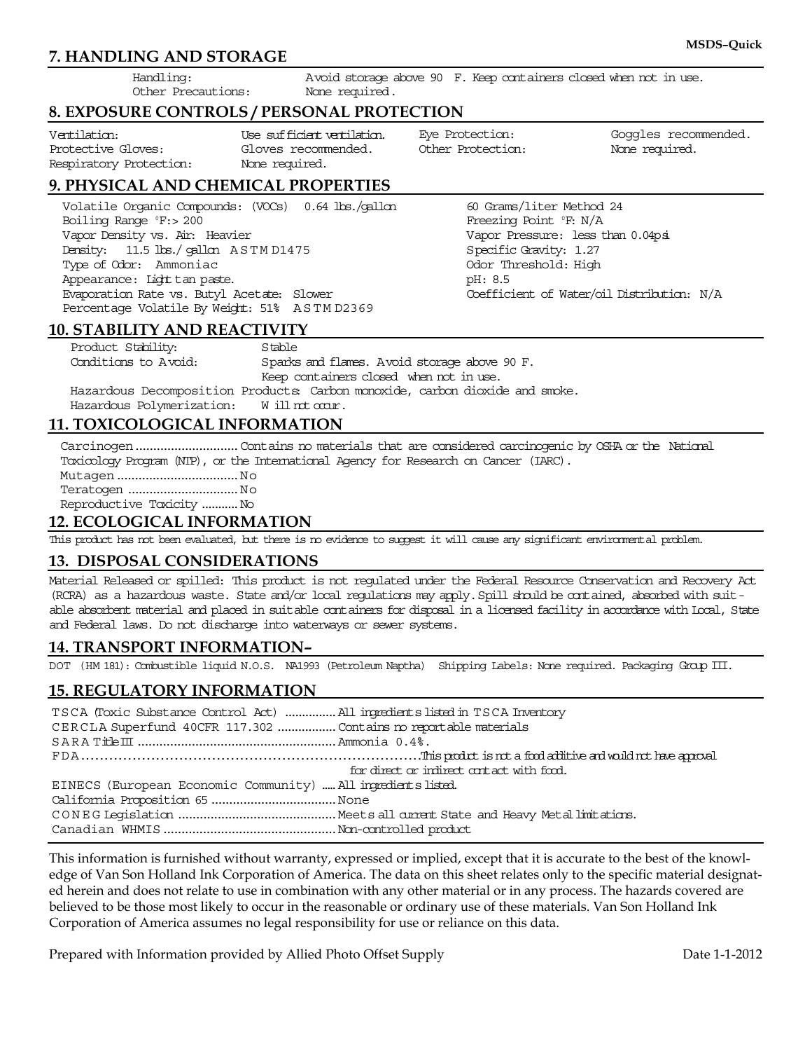## 7. HANDLING AND STORAGE

| | |
|---|---|
| Handling: | Avoid storage above 90 F. Keep containers closed when not in use. |
| Other Precautions: | None required. |

## 8. EXPOSURE CONTROLS / PERSONAL PROTECTION

| | | | |
|---|---|---|---|
| Ventilation: | Use sufficient ventilation. | Eye Protection: | Goggles recommended. |
| Protective Gloves: | Gloves recommended. | Other Protection: | None required. |
| Respiratory Protection: | None required. | | |

## 9. PHYSICAL AND CHEMICAL PROPERTIES

| | |
|---|---|
| Volatile Organic Compounds: (VOCs) 0.64 lbs./gallon | 60 Grams/liter Method 24 |
| Boiling Range °F:> 200 | Freezing Point °F: N/A |
| Vapor Density vs. Air: Heavier | Vapor Pressure: less than 0.04psi |
| Density: 11.5 lbs./ gallon ASTM D1475 | Specific Gravity: 1.27 |
| Type of Odor: Ammoniac | Odor Threshold: High |
| Appearance: Light tan paste. | pH: 8.5 |
| Evaporation Rate vs. Butyl Acetate: Slower | Coefficient of Water/oil Distribution: N/A |
| Percentage Volatile By Weight: 51% ASTM D2369 | |

## 10. STABILITY AND REACTIVITY

Product Stability: Stable

Conditions to Avoid: Sparks and flames. Avoid storage above 90 F. Keep containers closed when not in use.

Hazardous Decomposition Products: Carbon monoxide, carbon dioxide and smoke.

Hazardous Polymerization: Will not occur.

## 11. TOXICOLOGICAL INFORMATION

Carcinogen .............................. Contains no materials that are considered carcinogenic by OSHA or the National Toxicology Program (NTP), or the International Agency for Research on Cancer (IARC).

Mutagen .................................. No

Teratogen ................................ No

Reproductive Toxicity ........... No

## 12. ECOLOGICAL INFORMATION

This product has not been evaluated, but there is no evidence to suggest it will cause any significant environmental problem.

## 13. DISPOSAL CONSIDERATIONS

Material Released or spilled: This product is not regulated under the Federal Resource Conservation and Recovery Act (RCRA) as a hazardous waste. State and/or local regulations may apply. Spill should be contained, absorbed with suitable absorbent material and placed in suitable containers for disposal in a licensed facility in accordance with Local, State and Federal laws. Do not discharge into waterways or sewer systems.

## 14. TRANSPORT INFORMATION–

DOT (HM 181): Combustible liquid N.O.S. NA1993 (Petroleum Naptha) Shipping Labels: None required. Packaging Group III.

## 15. REGULATORY INFORMATION

TSCA (Toxic Substance Control Act) ............... All ingredients listed in TSCA Inventory

CERCLA Superfund 40CFR 117.302 ................. Contains no reportable materials

SARA Title III ........................................................ Ammonia 0.4%.

FDA.................................................................. This product is not a food additive and would not have approval for direct or indirect contact with food.

EINECS (European Economic Community) ..... All ingredients listed.

California Proposition 65 ................................... None

CONEG Legislation ............................................ Meets all current State and Heavy Metal limitations.

Canadian WHMIS ................................................ Non-controlled product

This information is furnished without warranty, expressed or implied, except that it is accurate to the best of the knowledge of Van Son Holland Ink Corporation of America. The data on this sheet relates only to the specific material designated herein and does not relate to use in combination with any other material or in any process. The hazards covered are believed to be those most likely to occur in the reasonable or ordinary use of these materials. Van Son Holland Ink Corporation of America assumes no legal responsibility for use or reliance on this data.

Prepared with Information provided by Allied Photo Offset Supply    Date 1-1-2012